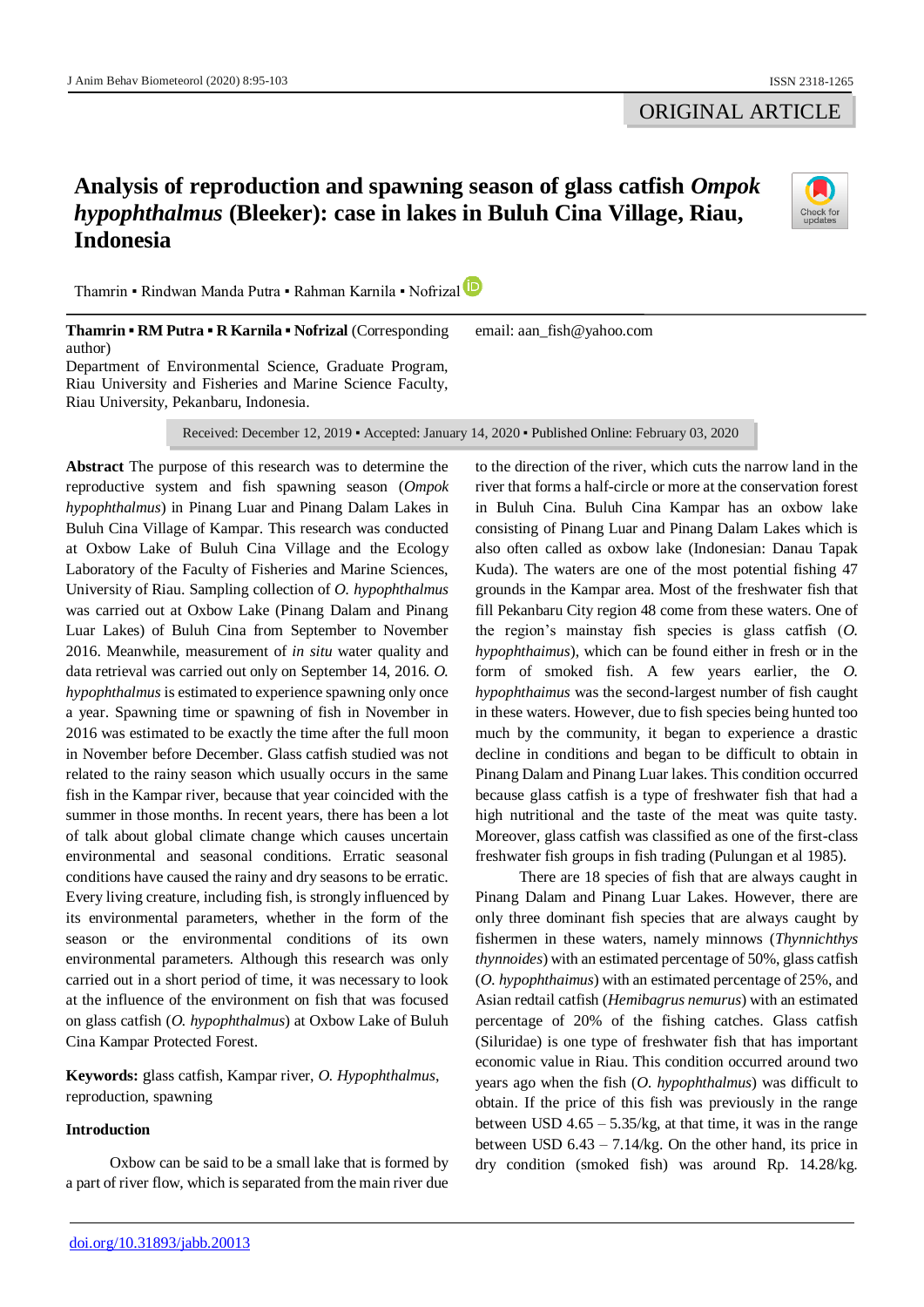ORIGINAL ARTICLE

# Analysis of reproduction and spawning season of glass catfish *Ompok hypophthalmus* (Bleeker): case in lakes in Buluh Cina Village, Riau, Indonesia

Thamrin ▪ Rindwan Manda Putra ▪ Rahman Karnila ▪ Nofrizal

**Thamrin ▪ RM Putra ▪ R Karnila ▪ Nofrizal** (Corresponding author)
Department of Environmental Science, Graduate Program, Riau University and Fisheries and Marine Science Faculty, Riau University, Pekanbaru, Indonesia.

email: aan_fish@yahoo.com

Received: December 12, 2019 ▪ Accepted: January 14, 2020 ▪ Published Online: February 03, 2020

**Abstract** The purpose of this research was to determine the reproductive system and fish spawning season (*Ompok hypophthalmus*) in Pinang Luar and Pinang Dalam Lakes in Buluh Cina Village of Kampar. This research was conducted at Oxbow Lake of Buluh Cina Village and the Ecology Laboratory of the Faculty of Fisheries and Marine Sciences, University of Riau. Sampling collection of *O. hypophthalmus* was carried out at Oxbow Lake (Pinang Dalam and Pinang Luar Lakes) of Buluh Cina from September to November 2016. Meanwhile, measurement of *in situ* water quality and data retrieval was carried out only on September 14, 2016. *O. hypophthalmus* is estimated to experience spawning only once a year. Spawning time or spawning of fish in November in 2016 was estimated to be exactly the time after the full moon in November before December. Glass catfish studied was not related to the rainy season which usually occurs in the same fish in the Kampar river, because that year coincided with the summer in those months. In recent years, there has been a lot of talk about global climate change which causes uncertain environmental and seasonal conditions. Erratic seasonal conditions have caused the rainy and dry seasons to be erratic. Every living creature, including fish, is strongly influenced by its environmental parameters, whether in the form of the season or the environmental conditions of its own environmental parameters. Although this research was only carried out in a short period of time, it was necessary to look at the influence of the environment on fish that was focused on glass catfish (*O. hypophthalmus*) at Oxbow Lake of Buluh Cina Kampar Protected Forest.

**Keywords:** glass catfish, Kampar river, *O. Hypophthalmus*, reproduction, spawning

## Introduction

Oxbow can be said to be a small lake that is formed by a part of river flow, which is separated from the main river due to the direction of the river, which cuts the narrow land in the river that forms a half-circle or more at the conservation forest in Buluh Cina. Buluh Cina Kampar has an oxbow lake consisting of Pinang Luar and Pinang Dalam Lakes which is also often called as oxbow lake (Indonesian: Danau Tapak Kuda). The waters are one of the most potential fishing 47 grounds in the Kampar area. Most of the freshwater fish that fill Pekanbaru City region 48 come from these waters. One of the region's mainstay fish species is glass catfish (*O. hypophthaimus*), which can be found either in fresh or in the form of smoked fish. A few years earlier, the *O. hypophthaimus* was the second-largest number of fish caught in these waters. However, due to fish species being hunted too much by the community, it began to experience a drastic decline in conditions and began to be difficult to obtain in Pinang Dalam and Pinang Luar lakes. This condition occurred because glass catfish is a type of freshwater fish that had a high nutritional and the taste of the meat was quite tasty. Moreover, glass catfish was classified as one of the first-class freshwater fish groups in fish trading (Pulungan et al 1985).

There are 18 species of fish that are always caught in Pinang Dalam and Pinang Luar Lakes. However, there are only three dominant fish species that are always caught by fishermen in these waters, namely minnows (*Thynnichthys thynnoides*) with an estimated percentage of 50%, glass catfish (*O. hypophthaimus*) with an estimated percentage of 25%, and Asian redtail catfish (*Hemibagrus nemurus*) with an estimated percentage of 20% of the fishing catches. Glass catfish (Siluridae) is one type of freshwater fish that has important economic value in Riau. This condition occurred around two years ago when the fish (*O. hypophthalmus*) was difficult to obtain. If the price of this fish was previously in the range between USD 4.65 – 5.35/kg, at that time, it was in the range between USD 6.43 – 7.14/kg. On the other hand, its price in dry condition (smoked fish) was around Rp. 14.28/kg.

doi.org/10.31893/jabb.20013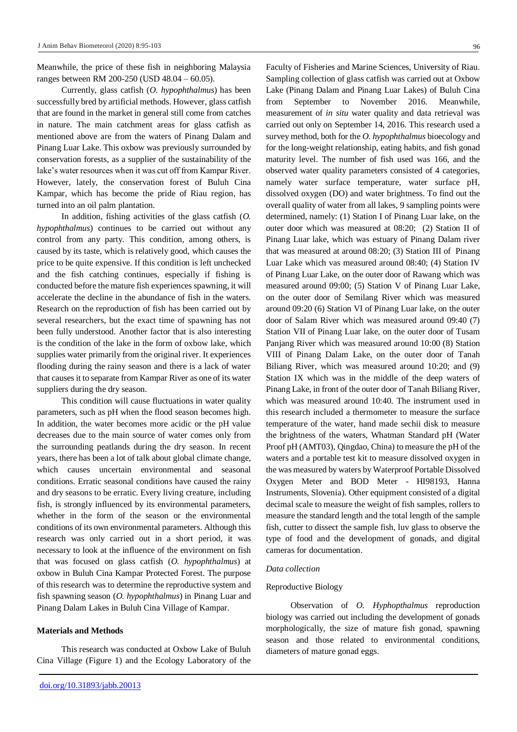Meanwhile, the price of these fish in neighboring Malaysia ranges between RM 200-250 (USD 48.04 – 60.05).

Currently, glass catfish (*O. hypophthalmus*) has been successfully bred by artificial methods. However, glass catfish that are found in the market in general still come from catches in nature. The main catchment areas for glass catfish as mentioned above are from the waters of Pinang Dalam and Pinang Luar Lake. This oxbow was previously surrounded by conservation forests, as a supplier of the sustainability of the lake's water resources when it was cut off from Kampar River. However, lately, the conservation forest of Buluh Cina Kampar, which has become the pride of Riau region, has turned into an oil palm plantation.

In addition, fishing activities of the glass catfish (*O. hypophthalmus*) continues to be carried out without any control from any party. This condition, among others, is caused by its taste, which is relatively good, which causes the price to be quite expensive. If this condition is left unchecked and the fish catching continues, especially if fishing is conducted before the mature fish experiences spawning, it will accelerate the decline in the abundance of fish in the waters. Research on the reproduction of fish has been carried out by several researchers, but the exact time of spawning has not been fully understood. Another factor that is also interesting is the condition of the lake in the form of oxbow lake, which supplies water primarily from the original river. It experiences flooding during the rainy season and there is a lack of water that causes it to separate from Kampar River as one of its water suppliers during the dry season.

This condition will cause fluctuations in water quality parameters, such as pH when the flood season becomes high. In addition, the water becomes more acidic or the pH value decreases due to the main source of water comes only from the surrounding peatlands during the dry season. In recent years, there has been a lot of talk about global climate change, which causes uncertain environmental and seasonal conditions. Erratic seasonal conditions have caused the rainy and dry seasons to be erratic. Every living creature, including fish, is strongly influenced by its environmental parameters, whether in the form of the season or the environmental conditions of its own environmental parameters. Although this research was only carried out in a short period, it was necessary to look at the influence of the environment on fish that was focused on glass catfish (*O. hypophthalmus*) at oxbow in Buluh Cina Kampar Protected Forest. The purpose of this research was to determine the reproductive system and fish spawning season (*O. hypophthalmus*) in Pinang Luar and Pinang Dalam Lakes in Buluh Cina Village of Kampar.

## Materials and Methods

This research was conducted at Oxbow Lake of Buluh Cina Village (Figure 1) and the Ecology Laboratory of the Faculty of Fisheries and Marine Sciences, University of Riau. Sampling collection of glass catfish was carried out at Oxbow Lake (Pinang Dalam and Pinang Luar Lakes) of Buluh Cina from September to November 2016. Meanwhile, measurement of *in situ* water quality and data retrieval was carried out only on September 14, 2016. This research used a survey method, both for the *O. hypophthalmus* bioecology and for the long-weight relationship, eating habits, and fish gonad maturity level. The number of fish used was 166, and the observed water quality parameters consisted of 4 categories, namely water surface temperature, water surface pH, dissolved oxygen (DO) and water brightness. To find out the overall quality of water from all lakes, 9 sampling points were determined, namely: (1) Station I of Pinang Luar lake, on the outer door which was measured at 08:20; (2) Station II of Pinang Luar lake, which was estuary of Pinang Dalam river that was measured at around 08:20; (3) Station III of Pinang Luar Lake which vas measured around 08:40; (4) Station IV of Pinang Luar Lake, on the outer door of Rawang which was measured around 09:00; (5) Station V of Pinang Luar Lake, on the outer door of Semilang River which was measured around 09:20 (6) Station VI of Pinang Luar lake, on the outer door of Salam River which was measured around 09:40 (7) Station VII of Pinang Luar lake, on the outer door of Tusam Panjang River which was measured around 10:00 (8) Station VIII of Pinang Dalam Lake, on the outer door of Tanah Biliang River, which was measured around 10:20; and (9) Station IX which was in the middle of the deep waters of Pinang Lake, in front of the outer door of Tanah Biliang River, which was measured around 10:40. The instrument used in this research included a thermometer to measure the surface temperature of the water, hand made sechii disk to measure the brightness of the waters, Whatman Standard pH (Water Proof pH (AMT03), Qingdao, China) to measure the pH of the waters and a portable test kit to measure dissolved oxygen in the was measured by waters by Waterproof Portable Dissolved Oxygen Meter and BOD Meter - HI98193, Hanna Instruments, Slovenia). Other equipment consisted of a digital decimal scale to measure the weight of fish samples, rollers to measure the standard length and the total length of the sample fish, cutter to dissect the sample fish, luv glass to observe the type of food and the development of gonads, and digital cameras for documentation.

### *Data collection*

#### Reproductive Biology

Observation of *O. Hyphopthalmus* reproduction biology was carried out including the development of gonads morphologically, the size of mature fish gonad, spawning season and those related to environmental conditions, diameters of mature gonad eggs.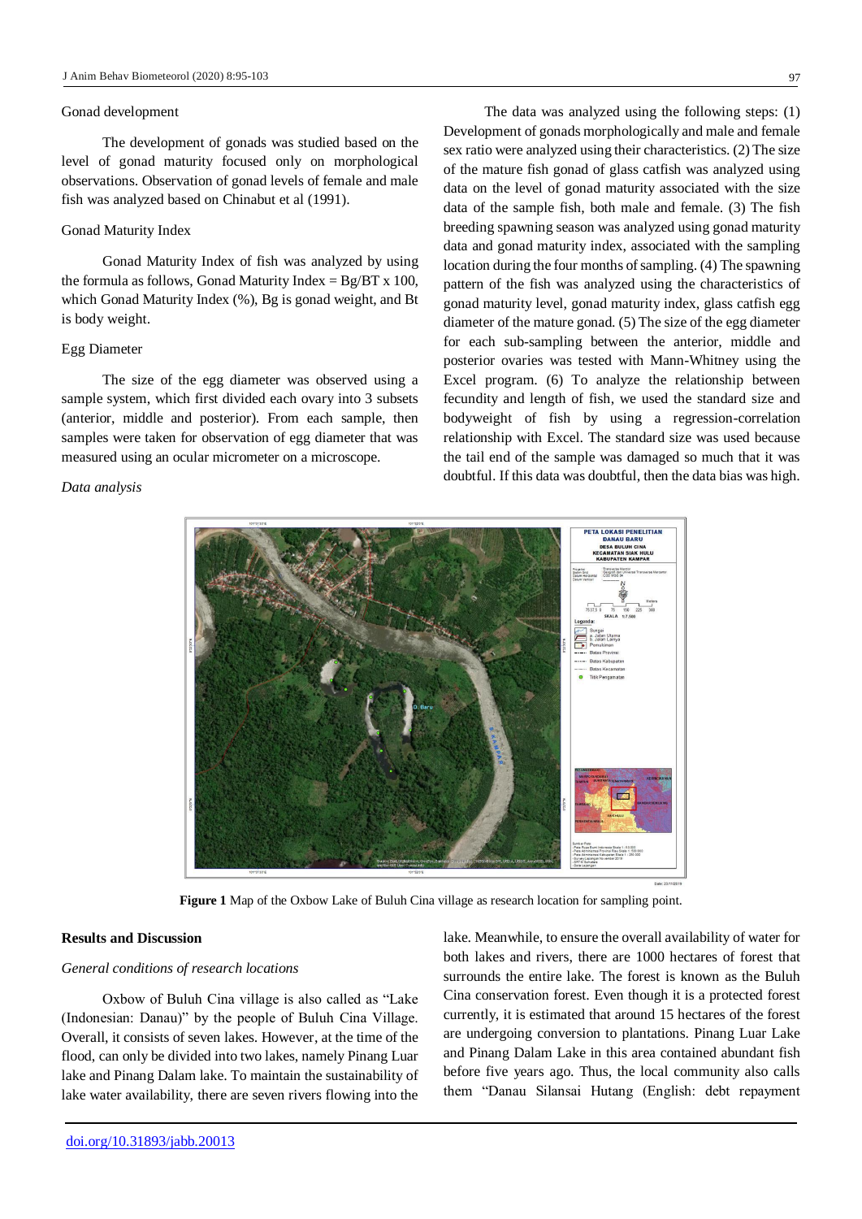### Gonad development

The development of gonads was studied based on the level of gonad maturity focused only on morphological observations. Observation of gonad levels of female and male fish was analyzed based on Chinabut et al (1991).

### Gonad Maturity Index

Gonad Maturity Index of fish was analyzed by using the formula as follows, Gonad Maturity Index = Bg/BT x 100, which Gonad Maturity Index (%), Bg is gonad weight, and Bt is body weight.

### Egg Diameter

The size of the egg diameter was observed using a sample system, which first divided each ovary into 3 subsets (anterior, middle and posterior). From each sample, then samples were taken for observation of egg diameter that was measured using an ocular micrometer on a microscope.

### *Data analysis*

The data was analyzed using the following steps: (1) Development of gonads morphologically and male and female sex ratio were analyzed using their characteristics. (2) The size of the mature fish gonad of glass catfish was analyzed using data on the level of gonad maturity associated with the size data of the sample fish, both male and female. (3) The fish breeding spawning season was analyzed using gonad maturity data and gonad maturity index, associated with the sampling location during the four months of sampling. (4) The spawning pattern of the fish was analyzed using the characteristics of gonad maturity level, gonad maturity index, glass catfish egg diameter of the mature gonad. (5) The size of the egg diameter for each sub-sampling between the anterior, middle and posterior ovaries was tested with Mann-Whitney using the Excel program. (6) To analyze the relationship between fecundity and length of fish, we used the standard size and bodyweight of fish by using a regression-correlation relationship with Excel. The standard size was used because the tail end of the sample was damaged so much that it was doubtful. If this data was doubtful, then the data bias was high.

**Figure 1** Map of the Oxbow Lake of Buluh Cina village as research location for sampling point.

## Results and Discussion

### *General conditions of research locations*

Oxbow of Buluh Cina village is also called as "Lake (Indonesian: Danau)" by the people of Buluh Cina Village. Overall, it consists of seven lakes. However, at the time of the flood, can only be divided into two lakes, namely Pinang Luar lake and Pinang Dalam lake. To maintain the sustainability of lake water availability, there are seven rivers flowing into the lake. Meanwhile, to ensure the overall availability of water for both lakes and rivers, there are 1000 hectares of forest that surrounds the entire lake. The forest is known as the Buluh Cina conservation forest. Even though it is a protected forest currently, it is estimated that around 15 hectares of the forest are undergoing conversion to plantations. Pinang Luar Lake and Pinang Dalam Lake in this area contained abundant fish before five years ago. Thus, the local community also calls them "Danau Silansai Hutang (English: debt repayment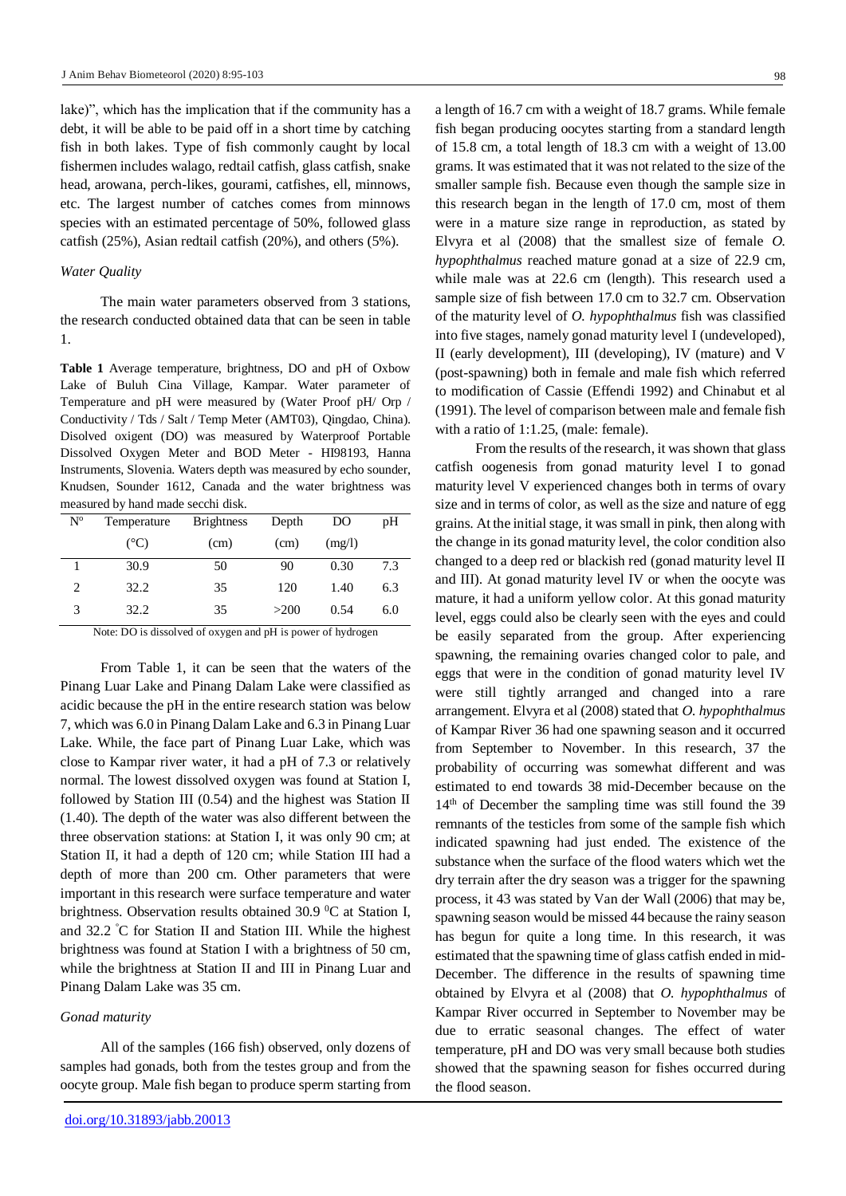lake)", which has the implication that if the community has a debt, it will be able to be paid off in a short time by catching fish in both lakes. Type of fish commonly caught by local fishermen includes walago, redtail catfish, glass catfish, snake head, arowana, perch-likes, gourami, catfishes, ell, minnows, etc. The largest number of catches comes from minnows species with an estimated percentage of 50%, followed glass catfish (25%), Asian redtail catfish (20%), and others (5%).

### *Water Quality*

The main water parameters observed from 3 stations, the research conducted obtained data that can be seen in table 1.

**Table 1** Average temperature, brightness, DO and pH of Oxbow Lake of Buluh Cina Village, Kampar. Water parameter of Temperature and pH were measured by (Water Proof pH/ Orp / Conductivity / Tds / Salt / Temp Meter (AMT03), Qingdao, China). Disolved oxigent (DO) was measured by Waterproof Portable Dissolved Oxygen Meter and BOD Meter - HI98193, Hanna Instruments, Slovenia. Waters depth was measured by echo sounder, Knudsen, Sounder 1612, Canada and the water brightness was measured by hand made secchi disk.

| N° | Temperature (°C) | Brightness (cm) | Depth (cm) | DO (mg/l) | pH |
|---|---|---|---|---|---|
| 1 | 30.9 | 50 | 90 | 0.30 | 7.3 |
| 2 | 32.2 | 35 | 120 | 1.40 | 6.3 |
| 3 | 32.2 | 35 | >200 | 0.54 | 6.0 |

Note: DO is dissolved of oxygen and pH is power of hydrogen

From Table 1, it can be seen that the waters of the Pinang Luar Lake and Pinang Dalam Lake were classified as acidic because the pH in the entire research station was below 7, which was 6.0 in Pinang Dalam Lake and 6.3 in Pinang Luar Lake. While, the face part of Pinang Luar Lake, which was close to Kampar river water, it had a pH of 7.3 or relatively normal. The lowest dissolved oxygen was found at Station I, followed by Station III (0.54) and the highest was Station II (1.40). The depth of the water was also different between the three observation stations: at Station I, it was only 90 cm; at Station II, it had a depth of 120 cm; while Station III had a depth of more than 200 cm. Other parameters that were important in this research were surface temperature and water brightness. Observation results obtained 30.9 $^{0}$C at Station I, and 32.2 $^{\circ}$C for Station II and Station III. While the highest brightness was found at Station I with a brightness of 50 cm, while the brightness at Station II and III in Pinang Luar and Pinang Dalam Lake was 35 cm.

### *Gonad maturity*

All of the samples (166 fish) observed, only dozens of samples had gonads, both from the testes group and from the oocyte group. Male fish began to produce sperm starting from a length of 16.7 cm with a weight of 18.7 grams. While female fish began producing oocytes starting from a standard length of 15.8 cm, a total length of 18.3 cm with a weight of 13.00 grams. It was estimated that it was not related to the size of the smaller sample fish. Because even though the sample size in this research began in the length of 17.0 cm, most of them were in a mature size range in reproduction, as stated by Elvyra et al (2008) that the smallest size of female *O. hypophthalmus* reached mature gonad at a size of 22.9 cm, while male was at 22.6 cm (length). This research used a sample size of fish between 17.0 cm to 32.7 cm. Observation of the maturity level of *O. hypophthalmus* fish was classified into five stages, namely gonad maturity level I (undeveloped), II (early development), III (developing), IV (mature) and V (post-spawning) both in female and male fish which referred to modification of Cassie (Effendi 1992) and Chinabut et al (1991). The level of comparison between male and female fish with a ratio of 1:1.25, (male: female).

From the results of the research, it was shown that glass catfish oogenesis from gonad maturity level I to gonad maturity level V experienced changes both in terms of ovary size and in terms of color, as well as the size and nature of egg grains. At the initial stage, it was small in pink, then along with the change in its gonad maturity level, the color condition also changed to a deep red or blackish red (gonad maturity level II and III). At gonad maturity level IV or when the oocyte was mature, it had a uniform yellow color. At this gonad maturity level, eggs could also be clearly seen with the eyes and could be easily separated from the group. After experiencing spawning, the remaining ovaries changed color to pale, and eggs that were in the condition of gonad maturity level IV were still tightly arranged and changed into a rare arrangement. Elvyra et al (2008) stated that *O. hypophthalmus* of Kampar River 36 had one spawning season and it occurred from September to November. In this research, 37 the probability of occurring was somewhat different and was estimated to end towards 38 mid-December because on the 14th of December the sampling time was still found the 39 remnants of the testicles from some of the sample fish which indicated spawning had just ended. The existence of the substance when the surface of the flood waters which wet the dry terrain after the dry season was a trigger for the spawning process, it 43 was stated by Van der Wall (2006) that may be, spawning season would be missed 44 because the rainy season has begun for quite a long time. In this research, it was estimated that the spawning time of glass catfish ended in mid-December. The difference in the results of spawning time obtained by Elvyra et al (2008) that *O. hypophthalmus* of Kampar River occurred in September to November may be due to erratic seasonal changes. The effect of water temperature, pH and DO was very small because both studies showed that the spawning season for fishes occurred during the flood season.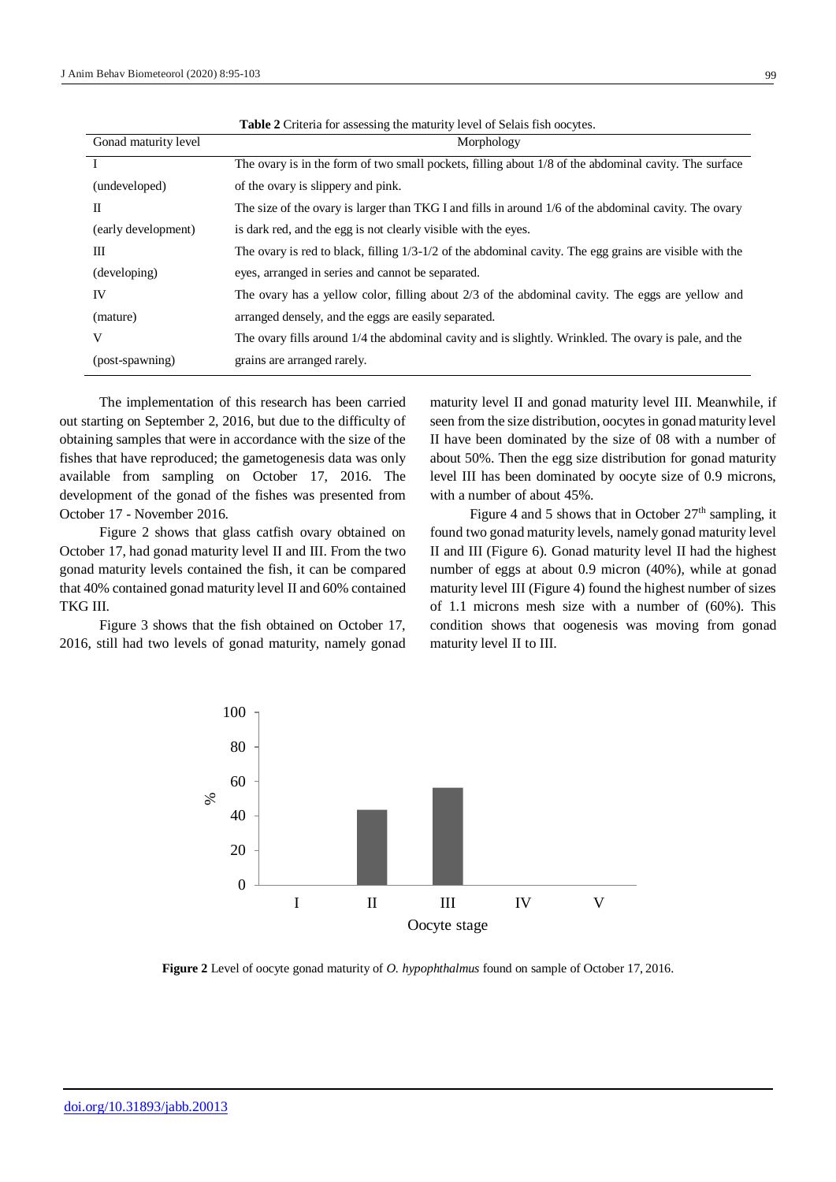**Table 2** Criteria for assessing the maturity level of Selais fish oocytes.

| Gonad maturity level | Morphology |
| --- | --- |
| I (undeveloped) | The ovary is in the form of two small pockets, filling about 1/8 of the abdominal cavity. The surface of the ovary is slippery and pink. |
| II (early development) | The size of the ovary is larger than TKG I and fills in around 1/6 of the abdominal cavity. The ovary is dark red, and the egg is not clearly visible with the eyes. |
| III (developing) | The ovary is red to black, filling 1/3-1/2 of the abdominal cavity. The egg grains are visible with the eyes, arranged in series and cannot be separated. |
| IV (mature) | The ovary has a yellow color, filling about 2/3 of the abdominal cavity. The eggs are yellow and arranged densely, and the eggs are easily separated. |
| V (post-spawning) | The ovary fills around 1/4 the abdominal cavity and is slightly. Wrinkled. The ovary is pale, and the grains are arranged rarely. |

The implementation of this research has been carried out starting on September 2, 2016, but due to the difficulty of obtaining samples that were in accordance with the size of the fishes that have reproduced; the gametogenesis data was only available from sampling on October 17, 2016. The development of the gonad of the fishes was presented from October 17 - November 2016.

Figure 2 shows that glass catfish ovary obtained on October 17, had gonad maturity level II and III. From the two gonad maturity levels contained the fish, it can be compared that 40% contained gonad maturity level II and 60% contained TKG III.

Figure 3 shows that the fish obtained on October 17, 2016, still had two levels of gonad maturity, namely gonad maturity level II and gonad maturity level III. Meanwhile, if seen from the size distribution, oocytes in gonad maturity level II have been dominated by the size of 08 with a number of about 50%. Then the egg size distribution for gonad maturity level III has been dominated by oocyte size of 0.9 microns, with a number of about 45%.

Figure 4 and 5 shows that in October 27th sampling, it found two gonad maturity levels, namely gonad maturity level II and III (Figure 6). Gonad maturity level II had the highest number of eggs at about 0.9 micron (40%), while at gonad maturity level III (Figure 4) found the highest number of sizes of 1.1 microns mesh size with a number of (60%). This condition shows that oogenesis was moving from gonad maturity level II to III.

**Figure 2** Level of oocyte gonad maturity of *O. hypophthalmus* found on sample of October 17, 2016.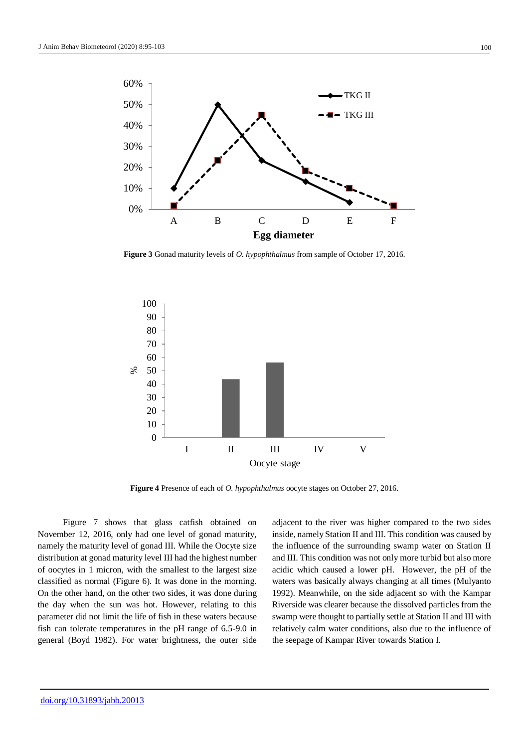**Figure 3** Gonad maturity levels of *O. hypophthalmus* from sample of October 17, 2016.

**Figure 4** Presence of each of *O. hypophthalmus* oocyte stages on October 27, 2016.

Figure 7 shows that glass catfish obtained on November 12, 2016, only had one level of gonad maturity, namely the maturity level of gonad III. While the Oocyte size distribution at gonad maturity level III had the highest number of oocytes in 1 micron, with the smallest to the largest size classified as normal (Figure 6). It was done in the morning. On the other hand, on the other two sides, it was done during the day when the sun was hot. However, relating to this parameter did not limit the life of fish in these waters because fish can tolerate temperatures in the pH range of 6.5-9.0 in general (Boyd 1982). For water brightness, the outer side adjacent to the river was higher compared to the two sides inside, namely Station II and III. This condition was caused by the influence of the surrounding swamp water on Station II and III. This condition was not only more turbid but also more acidic which caused a lower pH. However, the pH of the waters was basically always changing at all times (Mulyanto 1992). Meanwhile, on the side adjacent so with the Kampar Riverside was clearer because the dissolved particles from the swamp were thought to partially settle at Station II and III with relatively calm water conditions, also due to the influence of the seepage of Kampar River towards Station I.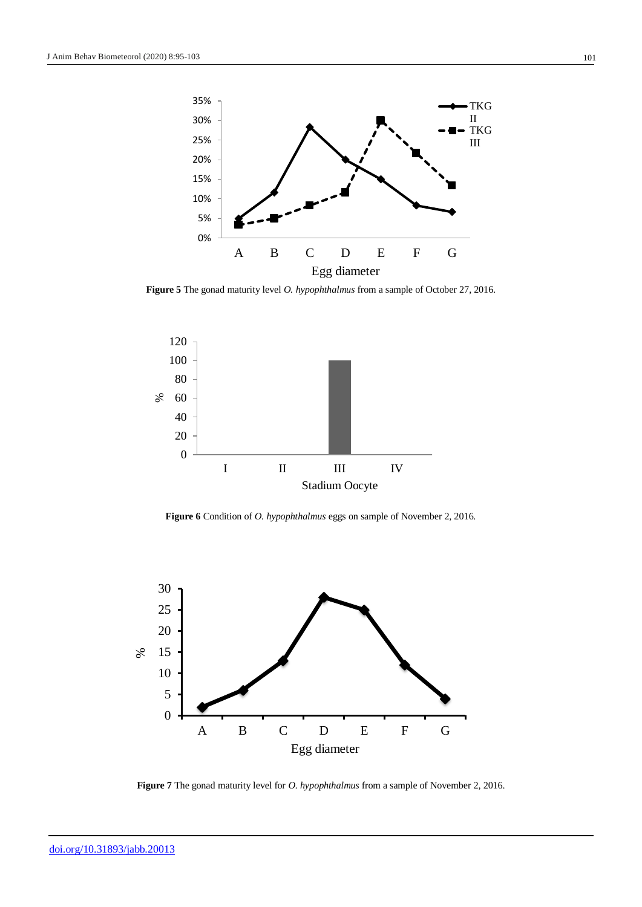**Figure 5** The gonad maturity level *O. hypophthalmus* from a sample of October 27, 2016.

**Figure 6** Condition of *O. hypophthalmus* eggs on sample of November 2, 2016.

**Figure 7** The gonad maturity level for *O. hypophthalmus* from a sample of November 2, 2016.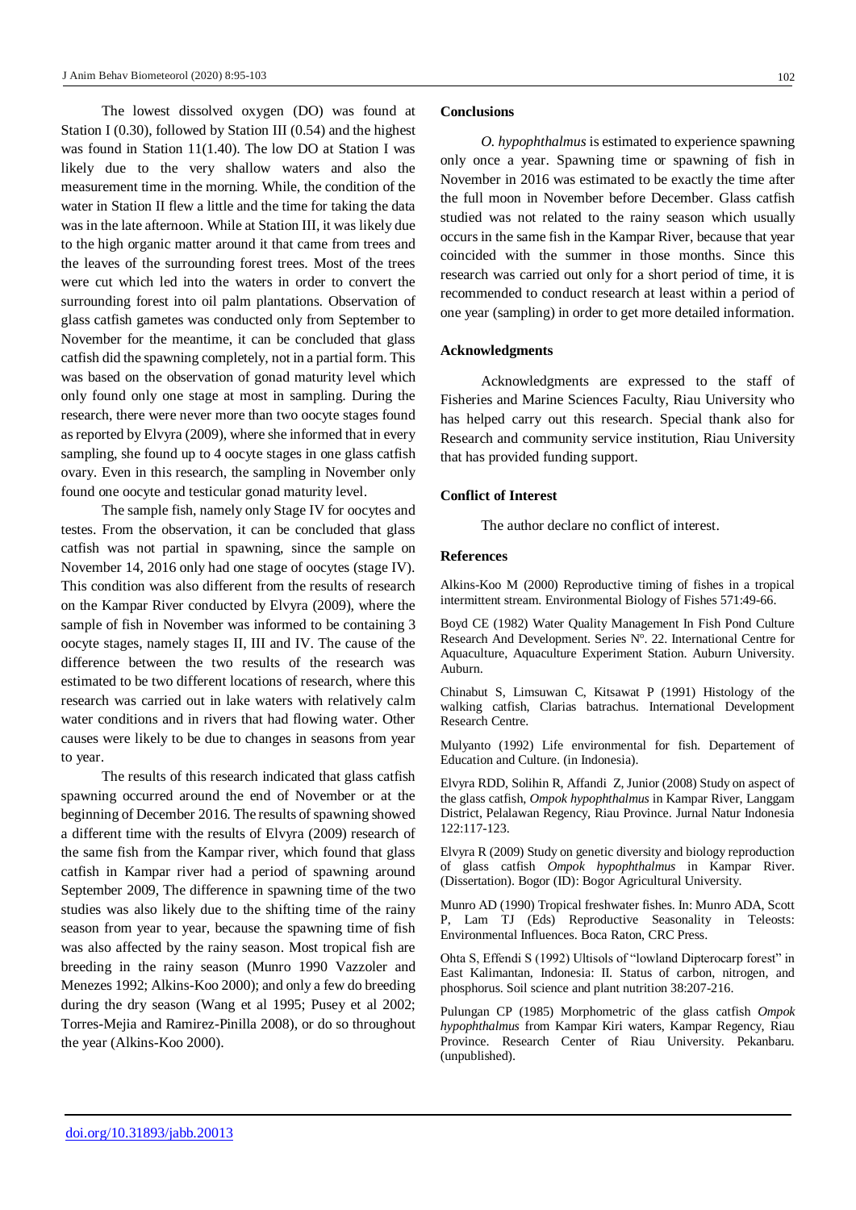The lowest dissolved oxygen (DO) was found at Station I (0.30), followed by Station III (0.54) and the highest was found in Station 11(1.40). The low DO at Station I was likely due to the very shallow waters and also the measurement time in the morning. While, the condition of the water in Station II flew a little and the time for taking the data was in the late afternoon. While at Station III, it was likely due to the high organic matter around it that came from trees and the leaves of the surrounding forest trees. Most of the trees were cut which led into the waters in order to convert the surrounding forest into oil palm plantations. Observation of glass catfish gametes was conducted only from September to November for the meantime, it can be concluded that glass catfish did the spawning completely, not in a partial form. This was based on the observation of gonad maturity level which only found only one stage at most in sampling. During the research, there were never more than two oocyte stages found as reported by Elvyra (2009), where she informed that in every sampling, she found up to 4 oocyte stages in one glass catfish ovary. Even in this research, the sampling in November only found one oocyte and testicular gonad maturity level.

The sample fish, namely only Stage IV for oocytes and testes. From the observation, it can be concluded that glass catfish was not partial in spawning, since the sample on November 14, 2016 only had one stage of oocytes (stage IV). This condition was also different from the results of research on the Kampar River conducted by Elvyra (2009), where the sample of fish in November was informed to be containing 3 oocyte stages, namely stages II, III and IV. The cause of the difference between the two results of the research was estimated to be two different locations of research, where this research was carried out in lake waters with relatively calm water conditions and in rivers that had flowing water. Other causes were likely to be due to changes in seasons from year to year.

The results of this research indicated that glass catfish spawning occurred around the end of November or at the beginning of December 2016. The results of spawning showed a different time with the results of Elvyra (2009) research of the same fish from the Kampar river, which found that glass catfish in Kampar river had a period of spawning around September 2009, The difference in spawning time of the two studies was also likely due to the shifting time of the rainy season from year to year, because the spawning time of fish was also affected by the rainy season. Most tropical fish are breeding in the rainy season (Munro 1990 Vazzoler and Menezes 1992; Alkins-Koo 2000); and only a few do breeding during the dry season (Wang et al 1995; Pusey et al 2002; Torres-Mejia and Ramirez-Pinilla 2008), or do so throughout the year (Alkins-Koo 2000).

## Conclusions

*O. hypophthalmus* is estimated to experience spawning only once a year. Spawning time or spawning of fish in November in 2016 was estimated to be exactly the time after the full moon in November before December. Glass catfish studied was not related to the rainy season which usually occurs in the same fish in the Kampar River, because that year coincided with the summer in those months. Since this research was carried out only for a short period of time, it is recommended to conduct research at least within a period of one year (sampling) in order to get more detailed information.

## Acknowledgments

Acknowledgments are expressed to the staff of Fisheries and Marine Sciences Faculty, Riau University who has helped carry out this research. Special thank also for Research and community service institution, Riau University that has provided funding support.

## Conflict of Interest

The author declare no conflict of interest.

## References

Alkins-Koo M (2000) Reproductive timing of fishes in a tropical intermittent stream. Environmental Biology of Fishes 571:49-66.

Boyd CE (1982) Water Quality Management In Fish Pond Culture Research And Development. Series Nº. 22. International Centre for Aquaculture, Aquaculture Experiment Station. Auburn University. Auburn.

Chinabut S, Limsuwan C, Kitsawat P (1991) Histology of the walking catfish, Clarias batrachus. International Development Research Centre.

Mulyanto (1992) Life environmental for fish. Departement of Education and Culture. (in Indonesia).

Elvyra RDD, Solihin R, Affandi Z, Junior (2008) Study on aspect of the glass catfish, *Ompok hypophthalmus* in Kampar River, Langgam District, Pelalawan Regency, Riau Province. Jurnal Natur Indonesia 122:117-123.

Elvyra R (2009) Study on genetic diversity and biology reproduction of glass catfish *Ompok hypophthalmus* in Kampar River. (Dissertation). Bogor (ID): Bogor Agricultural University.

Munro AD (1990) Tropical freshwater fishes. In: Munro ADA, Scott P, Lam TJ (Eds) Reproductive Seasonality in Teleosts: Environmental Influences. Boca Raton, CRC Press.

Ohta S, Effendi S (1992) Ultisols of "lowland Dipterocarp forest" in East Kalimantan, Indonesia: II. Status of carbon, nitrogen, and phosphorus. Soil science and plant nutrition 38:207-216.

Pulungan CP (1985) Morphometric of the glass catfish *Ompok hypophthalmus* from Kampar Kiri waters, Kampar Regency, Riau Province. Research Center of Riau University. Pekanbaru. (unpublished).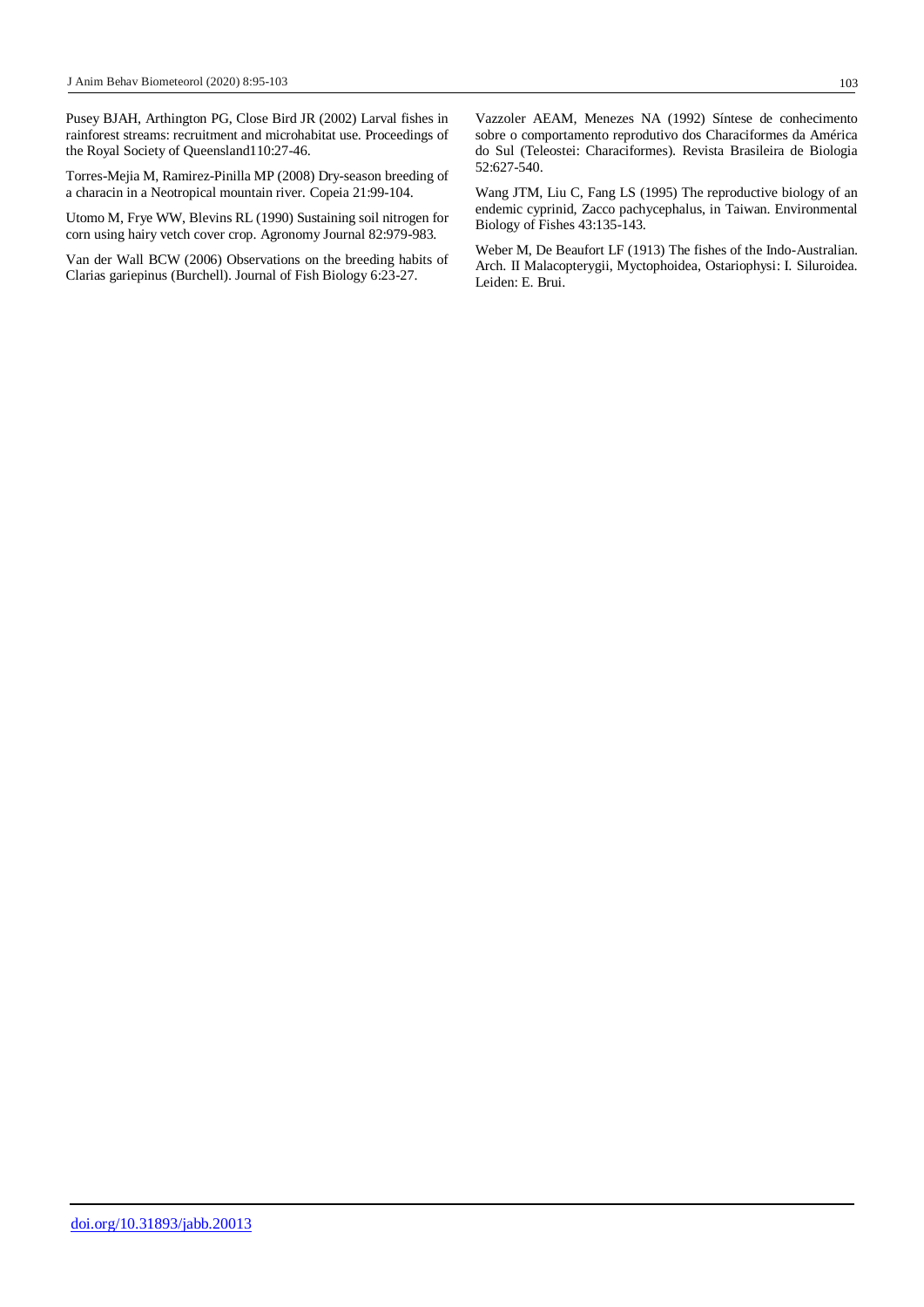Pusey BJAH, Arthington PG, Close Bird JR (2002) Larval fishes in rainforest streams: recruitment and microhabitat use. Proceedings of the Royal Society of Queensland110:27-46.

Torres-Mejia M, Ramirez-Pinilla MP (2008) Dry-season breeding of a characin in a Neotropical mountain river. Copeia 21:99-104.

Utomo M, Frye WW, Blevins RL (1990) Sustaining soil nitrogen for corn using hairy vetch cover crop. Agronomy Journal 82:979-983.

Van der Wall BCW (2006) Observations on the breeding habits of Clarias gariepinus (Burchell). Journal of Fish Biology 6:23-27.

Vazzoler AEAM, Menezes NA (1992) Síntese de conhecimento sobre o comportamento reprodutivo dos Characiformes da América do Sul (Teleostei: Characiformes). Revista Brasileira de Biologia 52:627-540.

Wang JTM, Liu C, Fang LS (1995) The reproductive biology of an endemic cyprinid, Zacco pachycephalus, in Taiwan. Environmental Biology of Fishes 43:135-143.

Weber M, De Beaufort LF (1913) The fishes of the Indo-Australian. Arch. II Malacopterygii, Myctophoidea, Ostariophysi: I. Siluroidea. Leiden: E. Brui.

doi.org/10.31893/jabb.20013